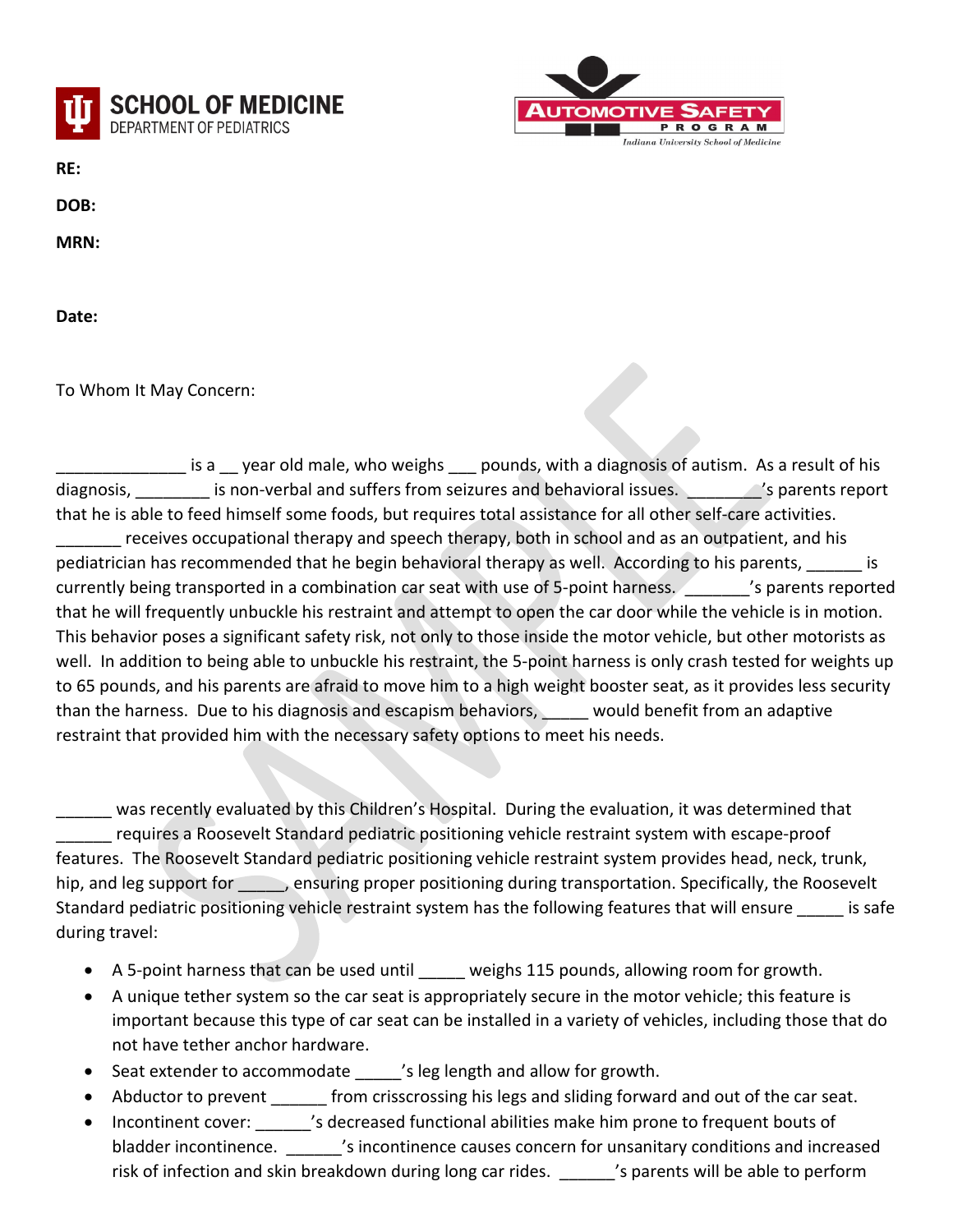SCHOOL OF MEDICINE
DEPARTMENT OF PEDIATRICS

AUTOMOTIVE SAFETY PROGRAM
Indiana University School of Medicine

**RE:**

**DOB:**

**MRN:**

**Date:**

To Whom It May Concern:

______________ is a __ year old male, who weighs ___ pounds, with a diagnosis of autism. As a result of his diagnosis, ________ is non-verbal and suffers from seizures and behavioral issues. ________'s parents report that he is able to feed himself some foods, but requires total assistance for all other self-care activities. _______ receives occupational therapy and speech therapy, both in school and as an outpatient, and his pediatrician has recommended that he begin behavioral therapy as well. According to his parents, ______ is currently being transported in a combination car seat with use of 5-point harness. _______'s parents reported that he will frequently unbuckle his restraint and attempt to open the car door while the vehicle is in motion. This behavior poses a significant safety risk, not only to those inside the motor vehicle, but other motorists as well. In addition to being able to unbuckle his restraint, the 5-point harness is only crash tested for weights up to 65 pounds, and his parents are afraid to move him to a high weight booster seat, as it provides less security than the harness. Due to his diagnosis and escapism behaviors, _____ would benefit from an adaptive restraint that provided him with the necessary safety options to meet his needs.

______ was recently evaluated by this Children's Hospital. During the evaluation, it was determined that ______ requires a Roosevelt Standard pediatric positioning vehicle restraint system with escape-proof features. The Roosevelt Standard pediatric positioning vehicle restraint system provides head, neck, trunk, hip, and leg support for _____, ensuring proper positioning during transportation. Specifically, the Roosevelt Standard pediatric positioning vehicle restraint system has the following features that will ensure _____ is safe during travel:

- A 5-point harness that can be used until _____ weighs 115 pounds, allowing room for growth.
- A unique tether system so the car seat is appropriately secure in the motor vehicle; this feature is important because this type of car seat can be installed in a variety of vehicles, including those that do not have tether anchor hardware.
- Seat extender to accommodate _____'s leg length and allow for growth.
- Abductor to prevent ______ from crisscrossing his legs and sliding forward and out of the car seat.
- Incontinent cover: ______'s decreased functional abilities make him prone to frequent bouts of bladder incontinence. ______'s incontinence causes concern for unsanitary conditions and increased risk of infection and skin breakdown during long car rides. ______'s parents will be able to perform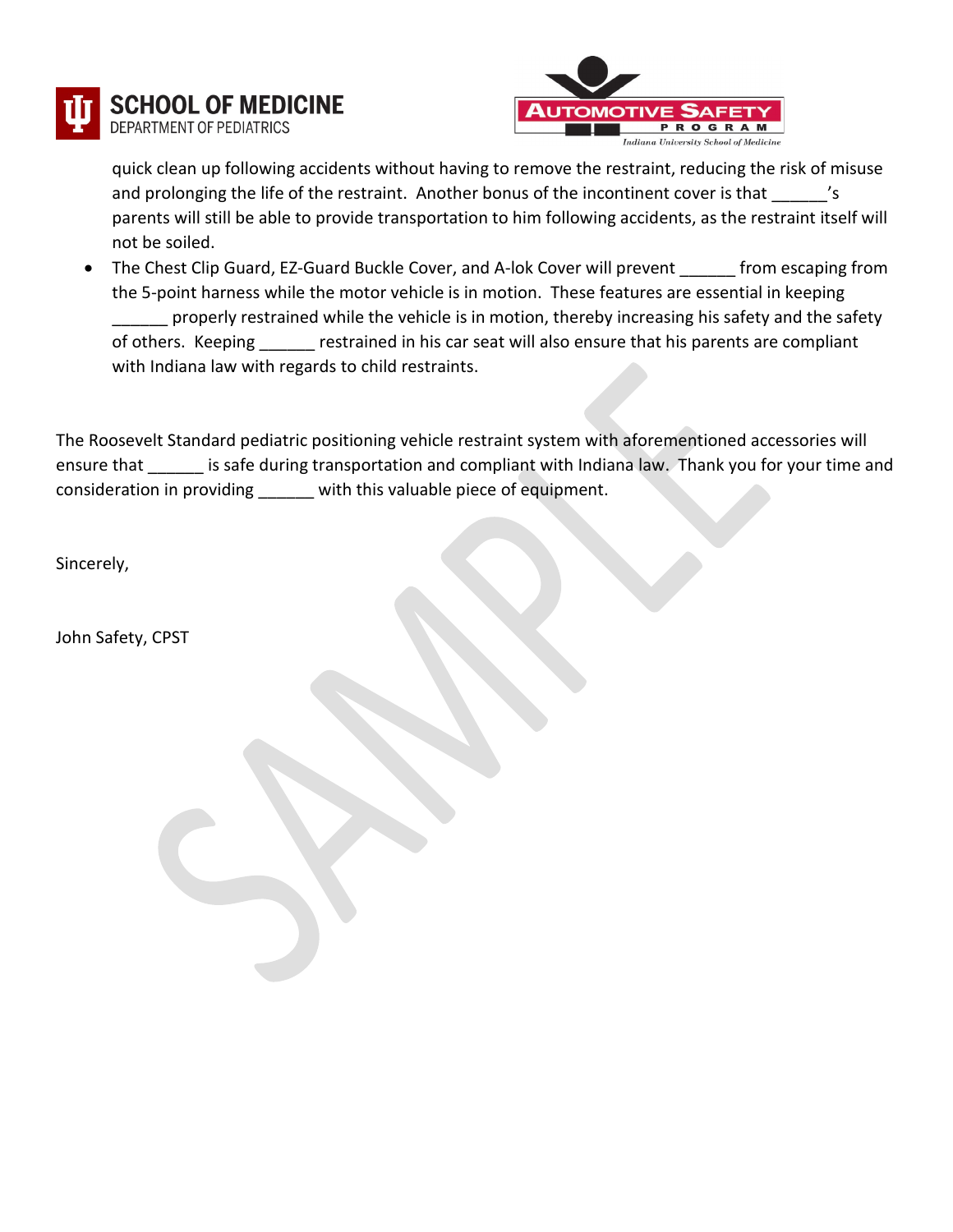quick clean up following accidents without having to remove the restraint, reducing the risk of misuse and prolonging the life of the restraint. Another bonus of the incontinent cover is that ______'s parents will still be able to provide transportation to him following accidents, as the restraint itself will not be soiled.

- The Chest Clip Guard, EZ-Guard Buckle Cover, and A-lok Cover will prevent ______ from escaping from the 5-point harness while the motor vehicle is in motion. These features are essential in keeping ______ properly restrained while the vehicle is in motion, thereby increasing his safety and the safety of others. Keeping ______ restrained in his car seat will also ensure that his parents are compliant with Indiana law with regards to child restraints.

The Roosevelt Standard pediatric positioning vehicle restraint system with aforementioned accessories will ensure that ______ is safe during transportation and compliant with Indiana law. Thank you for your time and consideration in providing ______ with this valuable piece of equipment.

Sincerely,

John Safety, CPST